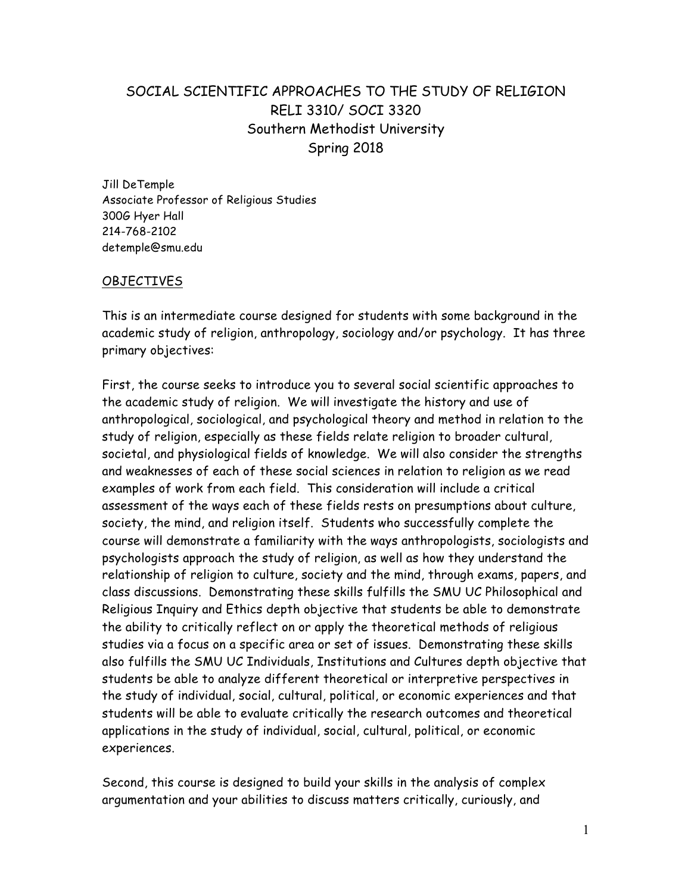# SOCIAL SCIENTIFIC APPROACHES TO THE STUDY OF RELIGION
## RELI 3310/ SOCI 3320
## Southern Methodist University
## Spring 2018

Jill DeTemple
Associate Professor of Religious Studies
300G Hyer Hall
214-768-2102
detemple@smu.edu

## OBJECTIVES

This is an intermediate course designed for students with some background in the academic study of religion, anthropology, sociology and/or psychology. It has three primary objectives:

First, the course seeks to introduce you to several social scientific approaches to the academic study of religion. We will investigate the history and use of anthropological, sociological, and psychological theory and method in relation to the study of religion, especially as these fields relate religion to broader cultural, societal, and physiological fields of knowledge. We will also consider the strengths and weaknesses of each of these social sciences in relation to religion as we read examples of work from each field. This consideration will include a critical assessment of the ways each of these fields rests on presumptions about culture, society, the mind, and religion itself. Students who successfully complete the course will demonstrate a familiarity with the ways anthropologists, sociologists and psychologists approach the study of religion, as well as how they understand the relationship of religion to culture, society and the mind, through exams, papers, and class discussions. Demonstrating these skills fulfills the SMU UC Philosophical and Religious Inquiry and Ethics depth objective that students be able to demonstrate the ability to critically reflect on or apply the theoretical methods of religious studies via a focus on a specific area or set of issues. Demonstrating these skills also fulfills the SMU UC Individuals, Institutions and Cultures depth objective that students be able to analyze different theoretical or interpretive perspectives in the study of individual, social, cultural, political, or economic experiences and that students will be able to evaluate critically the research outcomes and theoretical applications in the study of individual, social, cultural, political, or economic experiences.

Second, this course is designed to build your skills in the analysis of complex argumentation and your abilities to discuss matters critically, curiously, and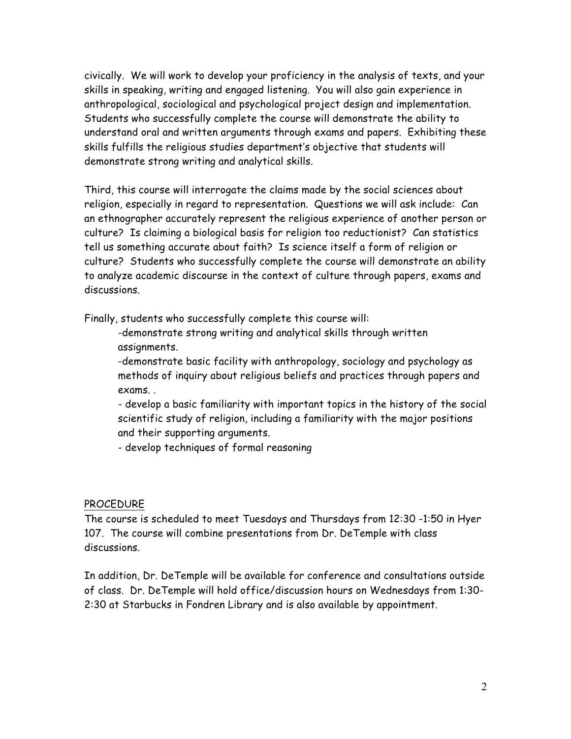civically. We will work to develop your proficiency in the analysis of texts, and your skills in speaking, writing and engaged listening. You will also gain experience in anthropological, sociological and psychological project design and implementation. Students who successfully complete the course will demonstrate the ability to understand oral and written arguments through exams and papers. Exhibiting these skills fulfills the religious studies department's objective that students will demonstrate strong writing and analytical skills.

Third, this course will interrogate the claims made by the social sciences about religion, especially in regard to representation. Questions we will ask include: Can an ethnographer accurately represent the religious experience of another person or culture? Is claiming a biological basis for religion too reductionist? Can statistics tell us something accurate about faith? Is science itself a form of religion or culture? Students who successfully complete the course will demonstrate an ability to analyze academic discourse in the context of culture through papers, exams and discussions.

Finally, students who successfully complete this course will:

- demonstrate strong writing and analytical skills through written assignments.
- demonstrate basic facility with anthropology, sociology and psychology as methods of inquiry about religious beliefs and practices through papers and exams. .
- develop a basic familiarity with important topics in the history of the social scientific study of religion, including a familiarity with the major positions and their supporting arguments.
- develop techniques of formal reasoning

## PROCEDURE

The course is scheduled to meet Tuesdays and Thursdays from 12:30 -1:50 in Hyer 107. The course will combine presentations from Dr. DeTemple with class discussions.

In addition, Dr. DeTemple will be available for conference and consultations outside of class. Dr. DeTemple will hold office/discussion hours on Wednesdays from 1:30-2:30 at Starbucks in Fondren Library and is also available by appointment.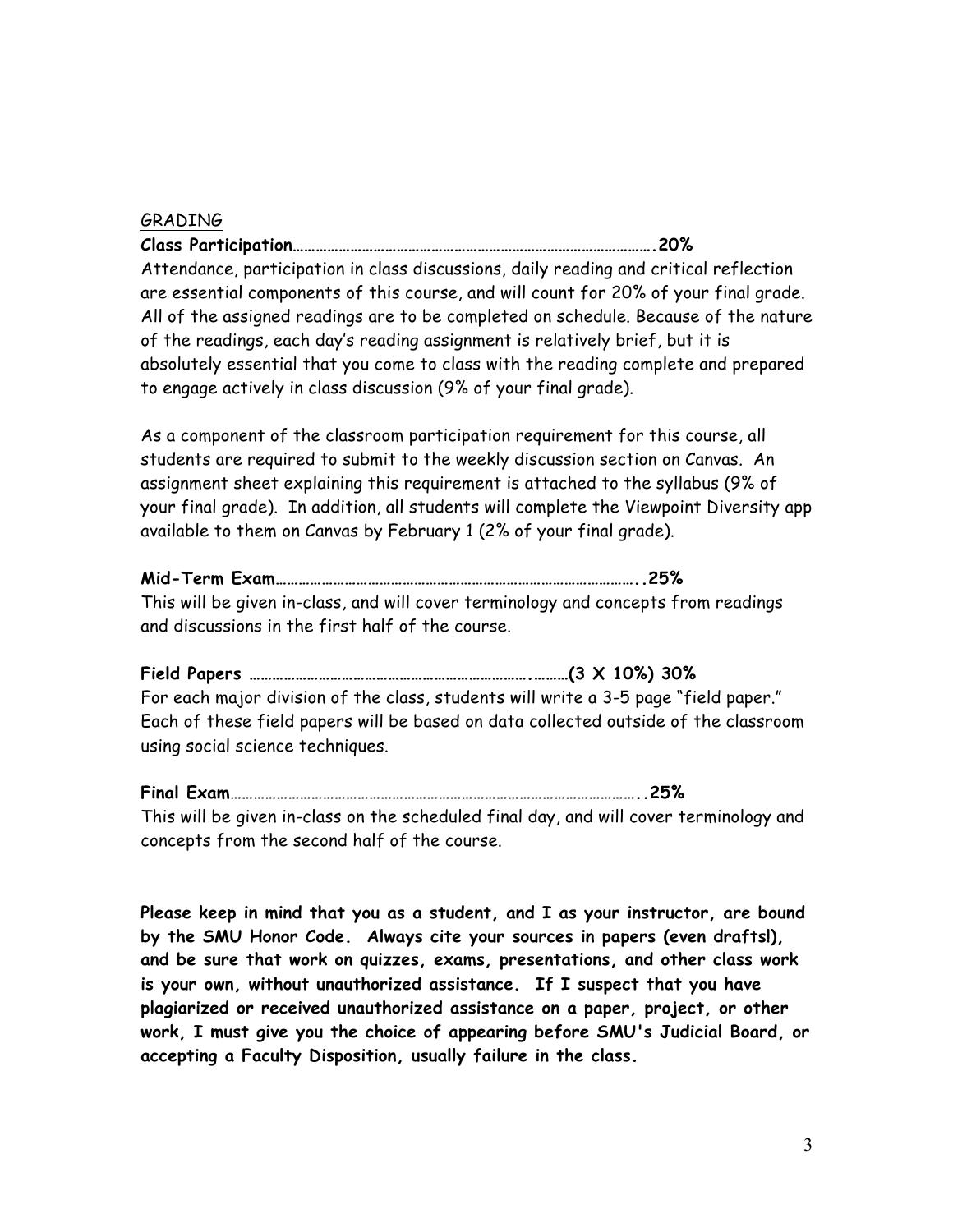## GRADING

**Class Participation……………………………………………………………………………….20%**

Attendance, participation in class discussions, daily reading and critical reflection are essential components of this course, and will count for 20% of your final grade. All of the assigned readings are to be completed on schedule. Because of the nature of the readings, each day's reading assignment is relatively brief, but it is absolutely essential that you come to class with the reading complete and prepared to engage actively in class discussion (9% of your final grade).

As a component of the classroom participation requirement for this course, all students are required to submit to the weekly discussion section on Canvas. An assignment sheet explaining this requirement is attached to the syllabus (9% of your final grade). In addition, all students will complete the Viewpoint Diversity app available to them on Canvas by February 1 (2% of your final grade).

**Mid-Term Exam………………………………………………………………………………..25%**

This will be given in-class, and will cover terminology and concepts from readings and discussions in the first half of the course.

**Field Papers ……………………………………………………………….………(3 X 10%) 30%**

For each major division of the class, students will write a 3-5 page "field paper." Each of these field papers will be based on data collected outside of the classroom using social science techniques.

**Final Exam…………………………………………………………………………………………..25%**

This will be given in-class on the scheduled final day, and will cover terminology and concepts from the second half of the course.

**Please keep in mind that you as a student, and I as your instructor, are bound by the SMU Honor Code. Always cite your sources in papers (even drafts!), and be sure that work on quizzes, exams, presentations, and other class work is your own, without unauthorized assistance. If I suspect that you have plagiarized or received unauthorized assistance on a paper, project, or other work, I must give you the choice of appearing before SMU's Judicial Board, or accepting a Faculty Disposition, usually failure in the class.**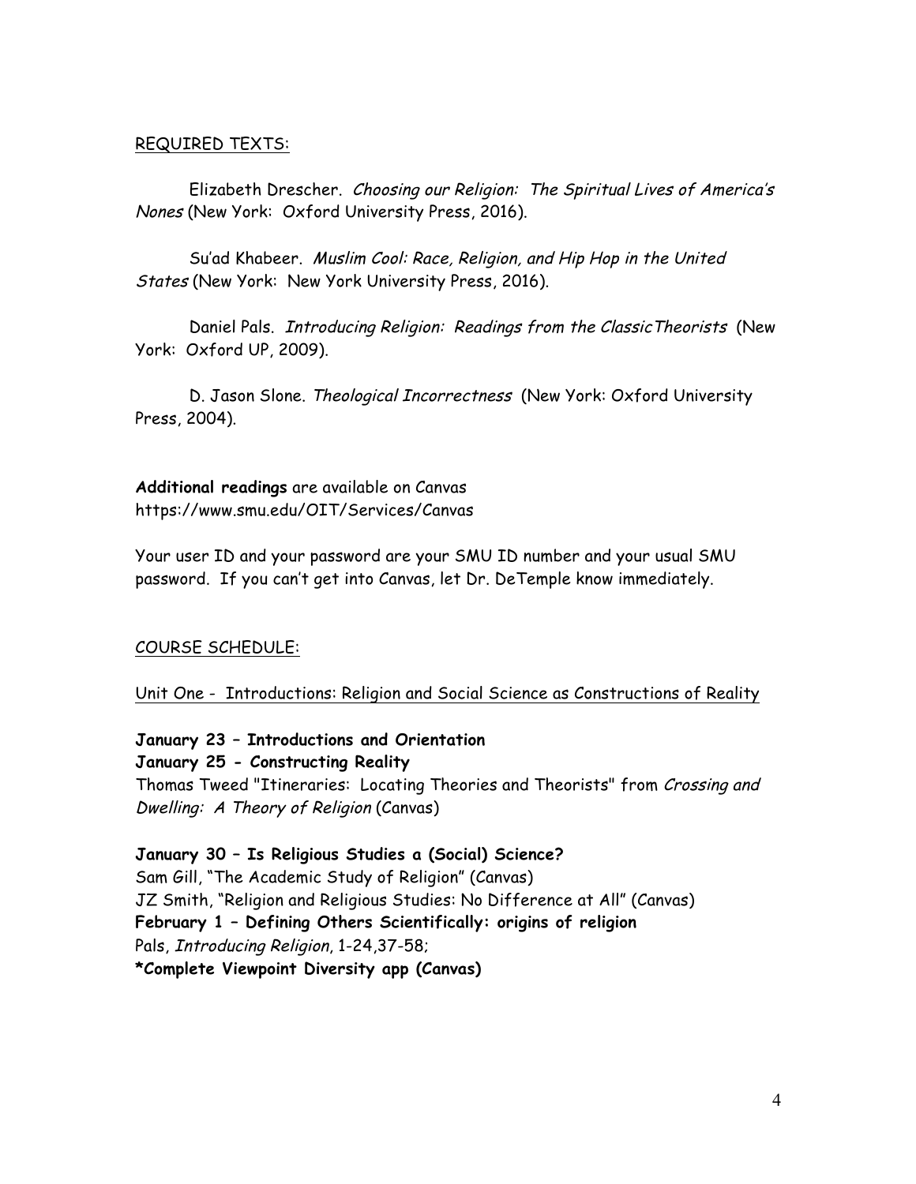REQUIRED TEXTS:

Elizabeth Drescher. *Choosing our Religion: The Spiritual Lives of America's Nones* (New York: Oxford University Press, 2016).

Su'ad Khabeer. *Muslim Cool: Race, Religion, and Hip Hop in the United States* (New York: New York University Press, 2016).

Daniel Pals. *Introducing Religion: Readings from the ClassicTheorists* (New York: Oxford UP, 2009).

D. Jason Slone. *Theological Incorrectness* (New York: Oxford University Press, 2004).

**Additional readings** are available on Canvas
https://www.smu.edu/OIT/Services/Canvas

Your user ID and your password are your SMU ID number and your usual SMU password. If you can't get into Canvas, let Dr. DeTemple know immediately.

COURSE SCHEDULE:

Unit One - Introductions: Religion and Social Science as Constructions of Reality

**January 23 – Introductions and Orientation**
**January 25 - Constructing Reality**
Thomas Tweed "Itineraries: Locating Theories and Theorists" from *Crossing and Dwelling: A Theory of Religion* (Canvas)

**January 30 – Is Religious Studies a (Social) Science?**
Sam Gill, "The Academic Study of Religion" (Canvas)
JZ Smith, "Religion and Religious Studies: No Difference at All" (Canvas)
**February 1 – Defining Others Scientifically: origins of religion**
Pals, *Introducing Religion*, 1-24,37-58;
**\*Complete Viewpoint Diversity app (Canvas)**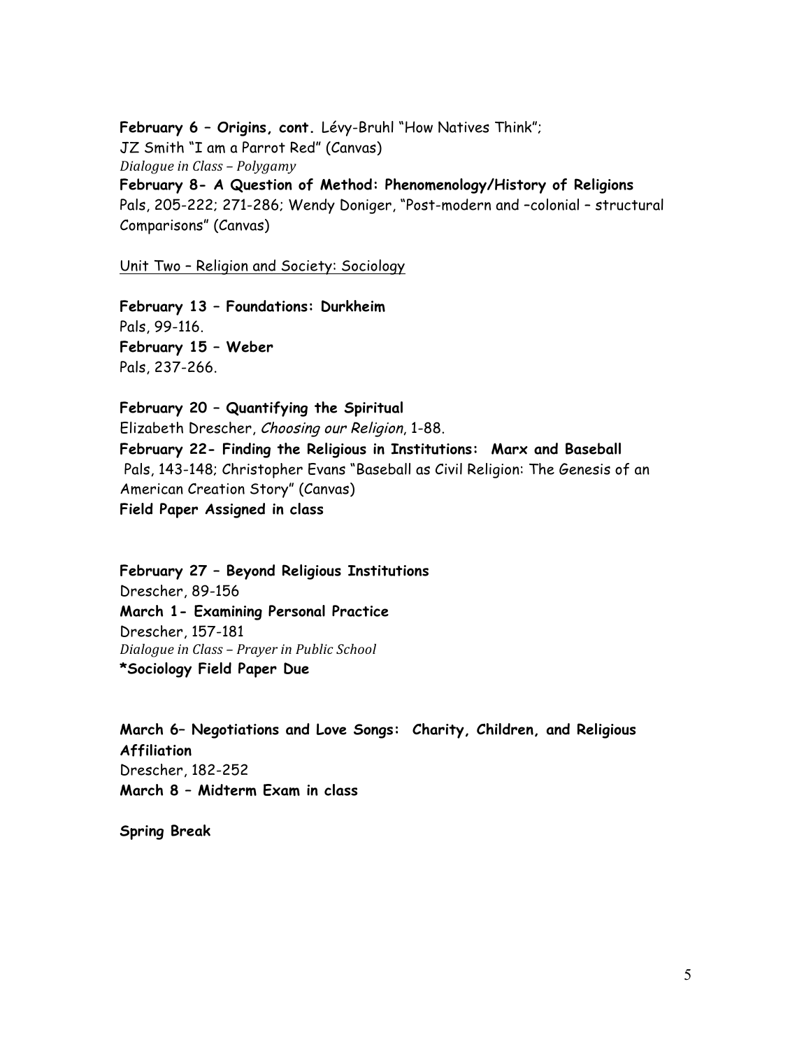**February 6 – Origins, cont.** Lévy-Bruhl "How Natives Think";
JZ Smith "I am a Parrot Red" (Canvas)
*Dialogue in Class – Polygamy*
**February 8- A Question of Method: Phenomenology/History of Religions**
Pals, 205-222; 271-286; Wendy Doniger, "Post-modern and –colonial – structural Comparisons" (Canvas)

<u>Unit Two – Religion and Society: Sociology</u>

**February 13 – Foundations: Durkheim**
Pals, 99-116.
**February 15 – Weber**
Pals, 237-266.

**February 20 – Quantifying the Spiritual**
Elizabeth Drescher, *Choosing our Religion*, 1-88.
**February 22- Finding the Religious in Institutions: Marx and Baseball**
Pals, 143-148; Christopher Evans "Baseball as Civil Religion: The Genesis of an American Creation Story" (Canvas)
**Field Paper Assigned in class**

**February 27 – Beyond Religious Institutions**
Drescher, 89-156
**March 1- Examining Personal Practice**
Drescher, 157-181
*Dialogue in Class – Prayer in Public School*
***Sociology Field Paper Due**

**March 6– Negotiations and Love Songs: Charity, Children, and Religious Affiliation**
Drescher, 182-252
**March 8 – Midterm Exam in class**

**Spring Break**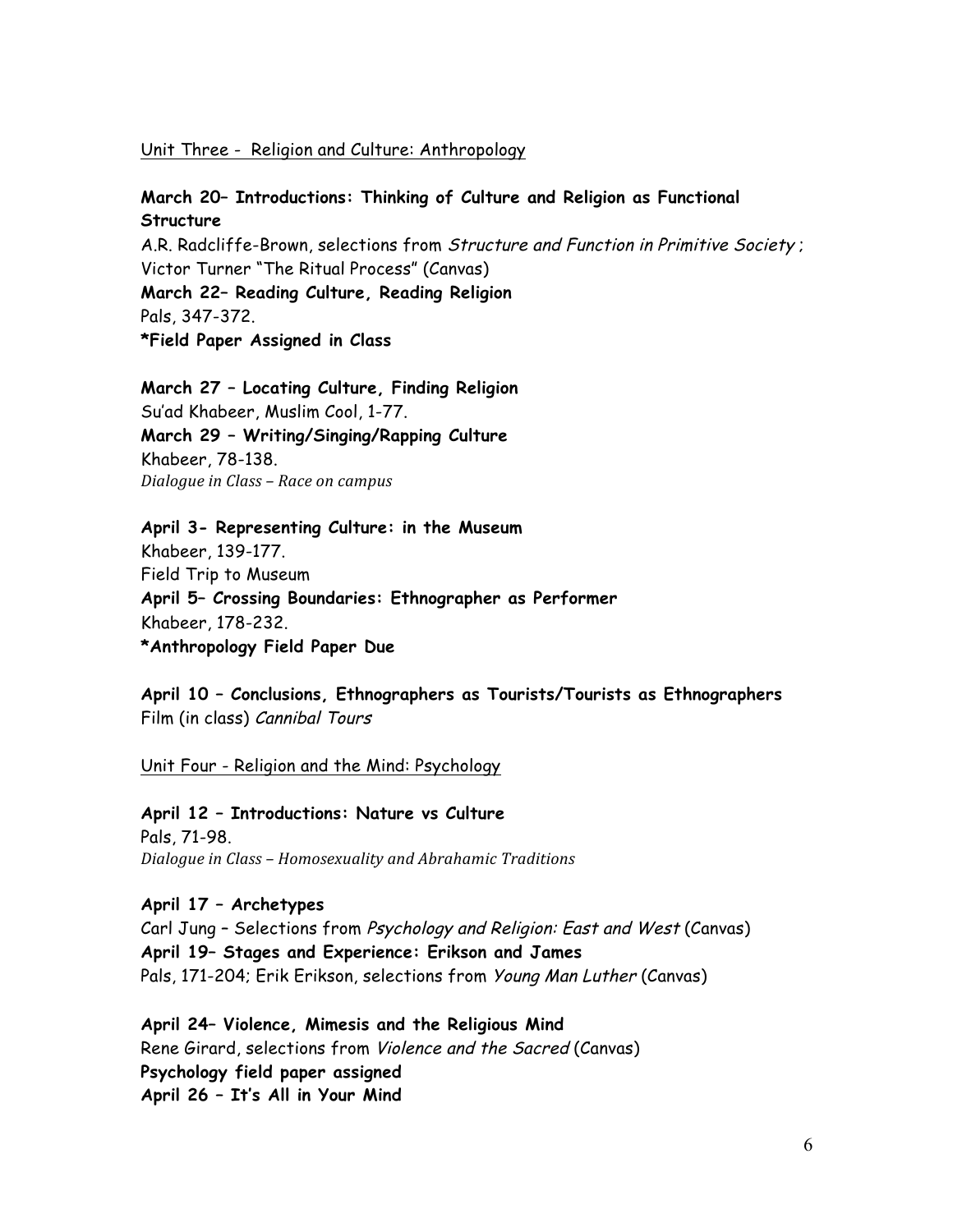Unit Three - Religion and Culture: Anthropology

**March 20– Introductions: Thinking of Culture and Religion as Functional Structure**
A.R. Radcliffe-Brown, selections from *Structure and Function in Primitive Society* ;
Victor Turner "The Ritual Process" (Canvas)
**March 22– Reading Culture, Reading Religion**
Pals, 347-372.
**\*Field Paper Assigned in Class**

**March 27 – Locating Culture, Finding Religion**
Su'ad Khabeer, Muslim Cool, 1-77.
**March 29 – Writing/Singing/Rapping Culture**
Khabeer, 78-138.
*Dialogue in Class – Race on campus*

**April 3- Representing Culture: in the Museum**
Khabeer, 139-177.
Field Trip to Museum
**April 5– Crossing Boundaries: Ethnographer as Performer**
Khabeer, 178-232.
**\*Anthropology Field Paper Due**

**April 10 – Conclusions, Ethnographers as Tourists/Tourists as Ethnographers**
Film (in class) *Cannibal Tours*

Unit Four - Religion and the Mind: Psychology

**April 12 – Introductions: Nature vs Culture**
Pals, 71-98.
*Dialogue in Class – Homosexuality and Abrahamic Traditions*

**April 17 – Archetypes**
Carl Jung – Selections from *Psychology and Religion: East and West* (Canvas)
**April 19– Stages and Experience: Erikson and James**
Pals, 171-204; Erik Erikson, selections from *Young Man Luther* (Canvas)

**April 24– Violence, Mimesis and the Religious Mind**
Rene Girard, selections from *Violence and the Sacred* (Canvas)
**Psychology field paper assigned**
**April 26 – It's All in Your Mind**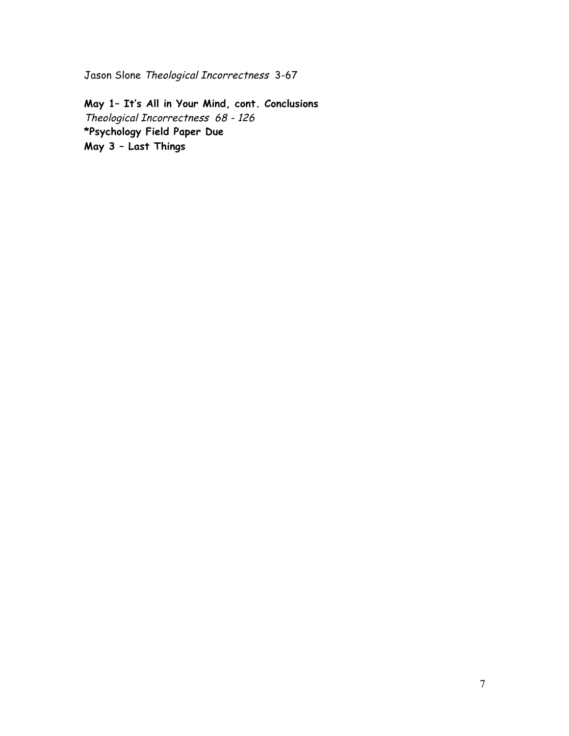Jason Slone *Theological Incorrectness* 3-67

**May 1– It's All in Your Mind, cont. Conclusions**
*Theological Incorrectness 68 - 126*
**\*Psychology Field Paper Due**
**May 3 – Last Things**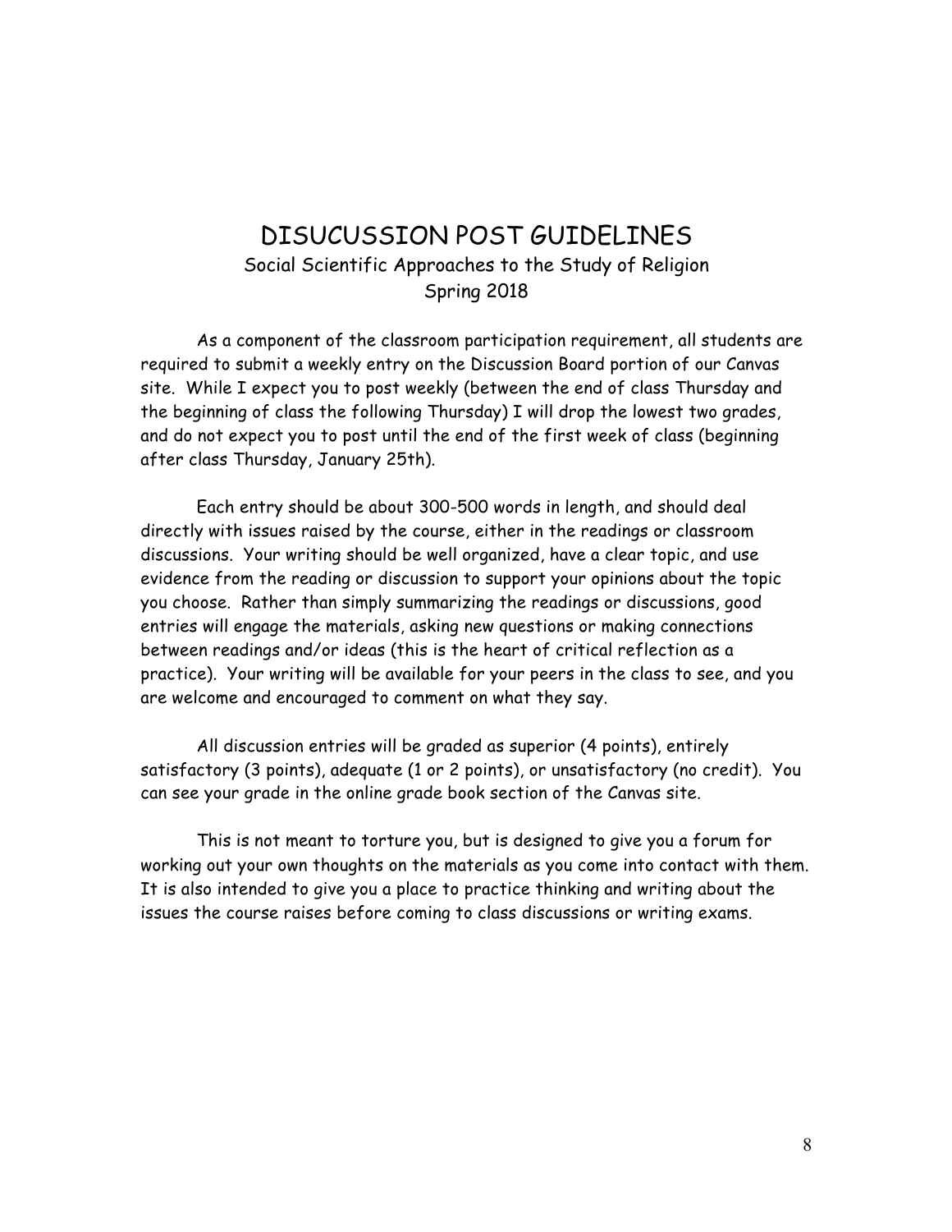# DISUCUSSION POST GUIDELINES

Social Scientific Approaches to the Study of Religion

Spring 2018

As a component of the classroom participation requirement, all students are required to submit a weekly entry on the Discussion Board portion of our Canvas site. While I expect you to post weekly (between the end of class Thursday and the beginning of class the following Thursday) I will drop the lowest two grades, and do not expect you to post until the end of the first week of class (beginning after class Thursday, January 25th).

Each entry should be about 300-500 words in length, and should deal directly with issues raised by the course, either in the readings or classroom discussions. Your writing should be well organized, have a clear topic, and use evidence from the reading or discussion to support your opinions about the topic you choose. Rather than simply summarizing the readings or discussions, good entries will engage the materials, asking new questions or making connections between readings and/or ideas (this is the heart of critical reflection as a practice). Your writing will be available for your peers in the class to see, and you are welcome and encouraged to comment on what they say.

All discussion entries will be graded as superior (4 points), entirely satisfactory (3 points), adequate (1 or 2 points), or unsatisfactory (no credit). You can see your grade in the online grade book section of the Canvas site.

This is not meant to torture you, but is designed to give you a forum for working out your own thoughts on the materials as you come into contact with them. It is also intended to give you a place to practice thinking and writing about the issues the course raises before coming to class discussions or writing exams.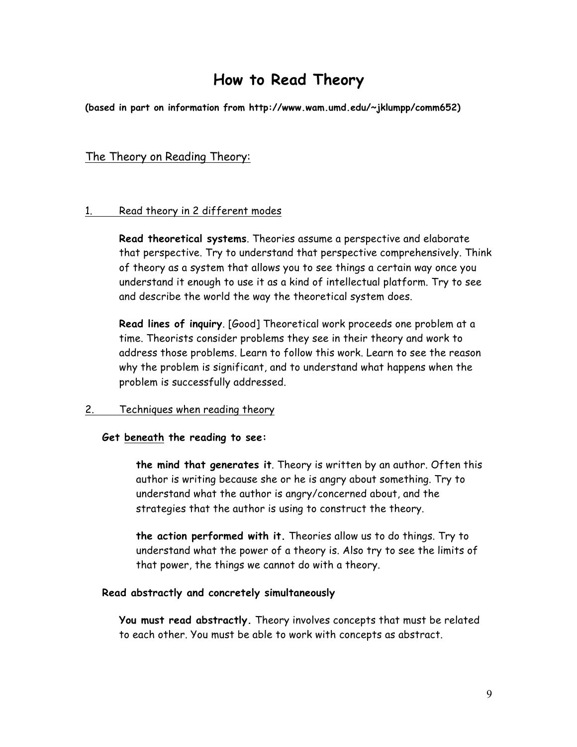#  How to Read Theory

**(based in part on information from http://www.wam.umd.edu/~jklumpp/comm652)**

## The Theory on Reading Theory:

### 1. Read theory in 2 different modes

**Read theoretical systems**. Theories assume a perspective and elaborate that perspective. Try to understand that perspective comprehensively. Think of theory as a system that allows you to see things a certain way once you understand it enough to use it as a kind of intellectual platform. Try to see and describe the world the way the theoretical system does.

**Read lines of inquiry**. [Good] Theoretical work proceeds one problem at a time. Theorists consider problems they see in their theory and work to address those problems. Learn to follow this work. Learn to see the reason why the problem is significant, and to understand what happens when the problem is successfully addressed.

### 2. Techniques when reading theory

**Get beneath the reading to see:**

**the mind that generates it**. Theory is written by an author. Often this author is writing because she or he is angry about something. Try to understand what the author is angry/concerned about, and the strategies that the author is using to construct the theory.

**the action performed with it.** Theories allow us to do things. Try to understand what the power of a theory is. Also try to see the limits of that power, the things we cannot do with a theory.

**Read abstractly and concretely simultaneously**

**You must read abstractly.** Theory involves concepts that must be related to each other. You must be able to work with concepts as abstract.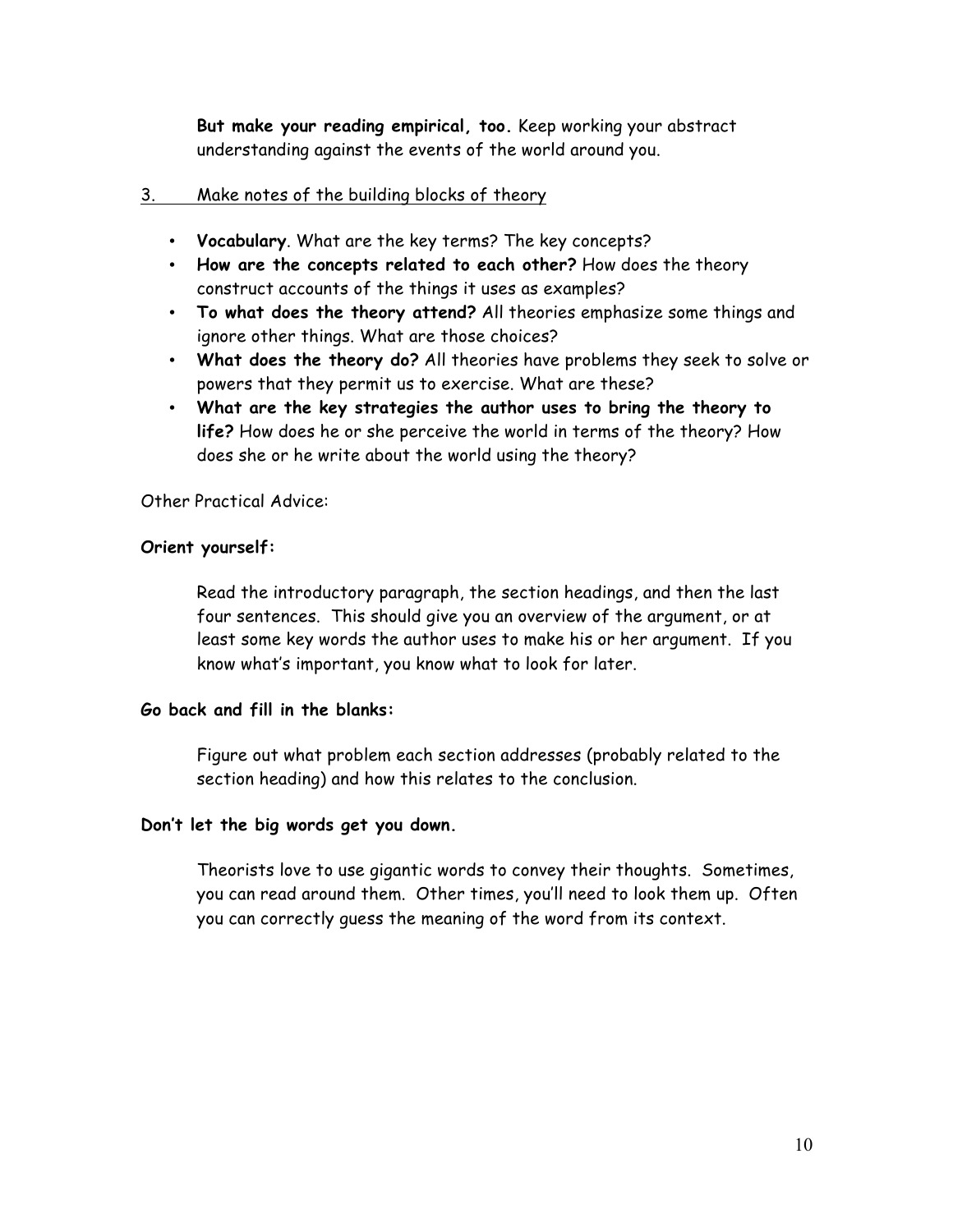**But make your reading empirical, too.** Keep working your abstract understanding against the events of the world around you.

3. Make notes of the building blocks of theory

- **Vocabulary**. What are the key terms? The key concepts?
- **How are the concepts related to each other?** How does the theory construct accounts of the things it uses as examples?
- **To what does the theory attend?** All theories emphasize some things and ignore other things. What are those choices?
- **What does the theory do?** All theories have problems they seek to solve or powers that they permit us to exercise. What are these?
- **What are the key strategies the author uses to bring the theory to life?** How does he or she perceive the world in terms of the theory? How does she or he write about the world using the theory?

Other Practical Advice:

**Orient yourself:**

Read the introductory paragraph, the section headings, and then the last four sentences. This should give you an overview of the argument, or at least some key words the author uses to make his or her argument. If you know what's important, you know what to look for later.

**Go back and fill in the blanks:**

Figure out what problem each section addresses (probably related to the section heading) and how this relates to the conclusion.

**Don't let the big words get you down.**

Theorists love to use gigantic words to convey their thoughts. Sometimes, you can read around them. Other times, you'll need to look them up. Often you can correctly guess the meaning of the word from its context.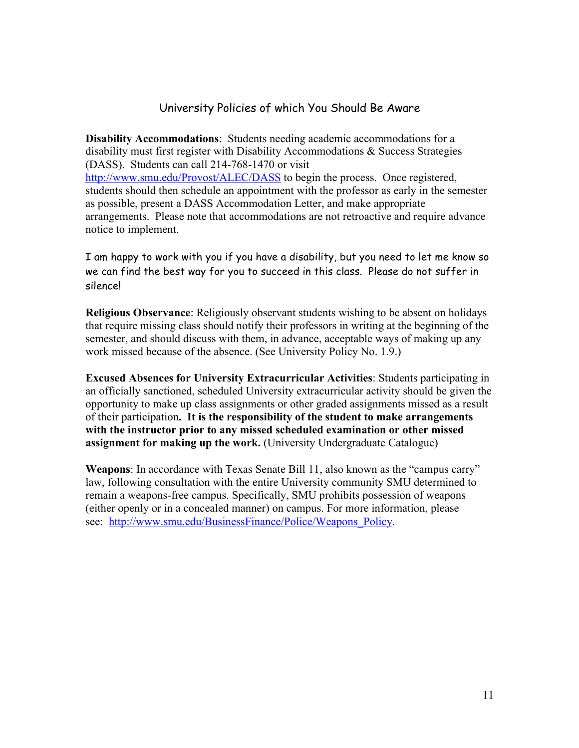## University Policies of which You Should Be Aware

**Disability Accommodations**: Students needing academic accommodations for a disability must first register with Disability Accommodations & Success Strategies (DASS). Students can call 214-768-1470 or visit http://www.smu.edu/Provost/ALEC/DASS to begin the process. Once registered, students should then schedule an appointment with the professor as early in the semester as possible, present a DASS Accommodation Letter, and make appropriate arrangements. Please note that accommodations are not retroactive and require advance notice to implement.

I am happy to work with you if you have a disability, but you need to let me know so we can find the best way for you to succeed in this class. Please do not suffer in silence!

**Religious Observance**: Religiously observant students wishing to be absent on holidays that require missing class should notify their professors in writing at the beginning of the semester, and should discuss with them, in advance, acceptable ways of making up any work missed because of the absence. (See University Policy No. 1.9.)

**Excused Absences for University Extracurricular Activities**: Students participating in an officially sanctioned, scheduled University extracurricular activity should be given the opportunity to make up class assignments or other graded assignments missed as a result of their participation**. It is the responsibility of the student to make arrangements with the instructor prior to any missed scheduled examination or other missed assignment for making up the work.** (University Undergraduate Catalogue)

**Weapons**: In accordance with Texas Senate Bill 11, also known as the "campus carry" law, following consultation with the entire University community SMU determined to remain a weapons-free campus. Specifically, SMU prohibits possession of weapons (either openly or in a concealed manner) on campus. For more information, please see: http://www.smu.edu/BusinessFinance/Police/Weapons_Policy.